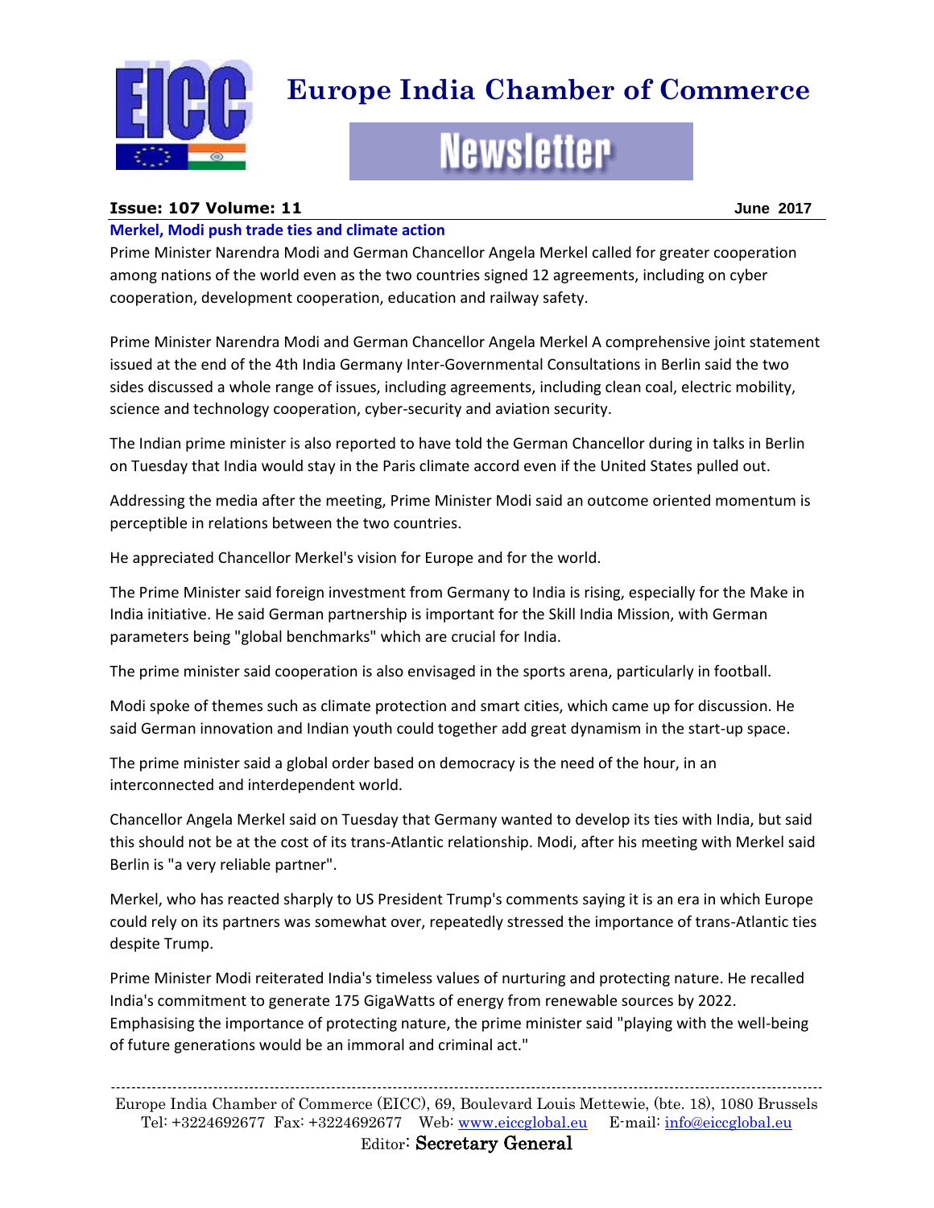# Europe India Chamber of Commerce

## Newsletter

**Issue: 107 Volume: 11** **June 2017**

### Merkel, Modi push trade ties and climate action

Prime Minister Narendra Modi and German Chancellor Angela Merkel called for greater cooperation among nations of the world even as the two countries signed 12 agreements, including on cyber cooperation, development cooperation, education and railway safety.

Prime Minister Narendra Modi and German Chancellor Angela Merkel A comprehensive joint statement issued at the end of the 4th India Germany Inter-Governmental Consultations in Berlin said the two sides discussed a whole range of issues, including agreements, including clean coal, electric mobility, science and technology cooperation, cyber-security and aviation security.

The Indian prime minister is also reported to have told the German Chancellor during in talks in Berlin on Tuesday that India would stay in the Paris climate accord even if the United States pulled out.

Addressing the media after the meeting, Prime Minister Modi said an outcome oriented momentum is perceptible in relations between the two countries.

He appreciated Chancellor Merkel's vision for Europe and for the world.

The Prime Minister said foreign investment from Germany to India is rising, especially for the Make in India initiative. He said German partnership is important for the Skill India Mission, with German parameters being "global benchmarks" which are crucial for India.

The prime minister said cooperation is also envisaged in the sports arena, particularly in football.

Modi spoke of themes such as climate protection and smart cities, which came up for discussion. He said German innovation and Indian youth could together add great dynamism in the start-up space.

The prime minister said a global order based on democracy is the need of the hour, in an interconnected and interdependent world.

Chancellor Angela Merkel said on Tuesday that Germany wanted to develop its ties with India, but said this should not be at the cost of its trans-Atlantic relationship. Modi, after his meeting with Merkel said Berlin is "a very reliable partner".

Merkel, who has reacted sharply to US President Trump's comments saying it is an era in which Europe could rely on its partners was somewhat over, repeatedly stressed the importance of trans-Atlantic ties despite Trump.

Prime Minister Modi reiterated India's timeless values of nurturing and protecting nature. He recalled India's commitment to generate 175 GigaWatts of energy from renewable sources by 2022. Emphasising the importance of protecting nature, the prime minister said "playing with the well-being of future generations would be an immoral and criminal act."

---

Europe India Chamber of Commerce (EICC), 69, Boulevard Louis Mettewie, (bte. 18), 1080 Brussels
Tel: +3224692677 Fax: +3224692677 Web: www.eiccglobal.eu E-mail: info@eiccglobal.eu
Editor: Secretary General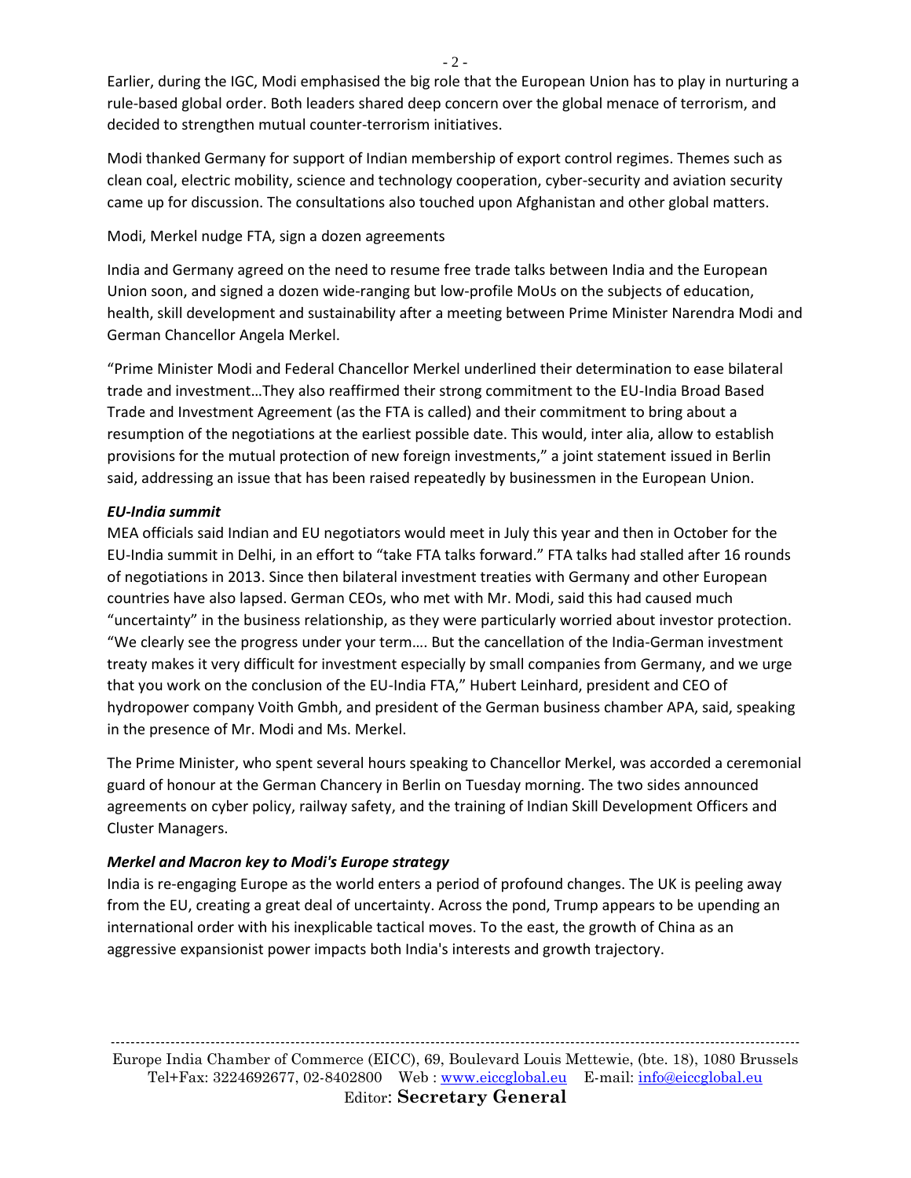Earlier, during the IGC, Modi emphasised the big role that the European Union has to play in nurturing a rule-based global order. Both leaders shared deep concern over the global menace of terrorism, and decided to strengthen mutual counter-terrorism initiatives.

Modi thanked Germany for support of Indian membership of export control regimes. Themes such as clean coal, electric mobility, science and technology cooperation, cyber-security and aviation security came up for discussion. The consultations also touched upon Afghanistan and other global matters.

Modi, Merkel nudge FTA, sign a dozen agreements

India and Germany agreed on the need to resume free trade talks between India and the European Union soon, and signed a dozen wide-ranging but low-profile MoUs on the subjects of education, health, skill development and sustainability after a meeting between Prime Minister Narendra Modi and German Chancellor Angela Merkel.

"Prime Minister Modi and Federal Chancellor Merkel underlined their determination to ease bilateral trade and investment…They also reaffirmed their strong commitment to the EU-India Broad Based Trade and Investment Agreement (as the FTA is called) and their commitment to bring about a resumption of the negotiations at the earliest possible date. This would, inter alia, allow to establish provisions for the mutual protection of new foreign investments," a joint statement issued in Berlin said, addressing an issue that has been raised repeatedly by businessmen in the European Union.

***EU-India summit***

MEA officials said Indian and EU negotiators would meet in July this year and then in October for the EU-India summit in Delhi, in an effort to "take FTA talks forward." FTA talks had stalled after 16 rounds of negotiations in 2013. Since then bilateral investment treaties with Germany and other European countries have also lapsed. German CEOs, who met with Mr. Modi, said this had caused much "uncertainty" in the business relationship, as they were particularly worried about investor protection. "We clearly see the progress under your term…. But the cancellation of the India-German investment treaty makes it very difficult for investment especially by small companies from Germany, and we urge that you work on the conclusion of the EU-India FTA," Hubert Leinhard, president and CEO of hydropower company Voith Gmbh, and president of the German business chamber APA, said, speaking in the presence of Mr. Modi and Ms. Merkel.

The Prime Minister, who spent several hours speaking to Chancellor Merkel, was accorded a ceremonial guard of honour at the German Chancery in Berlin on Tuesday morning. The two sides announced agreements on cyber policy, railway safety, and the training of Indian Skill Development Officers and Cluster Managers.

***Merkel and Macron key to Modi's Europe strategy***

India is re-engaging Europe as the world enters a period of profound changes. The UK is peeling away from the EU, creating a great deal of uncertainty. Across the pond, Trump appears to be upending an international order with his inexplicable tactical moves. To the east, the growth of China as an aggressive expansionist power impacts both India's interests and growth trajectory.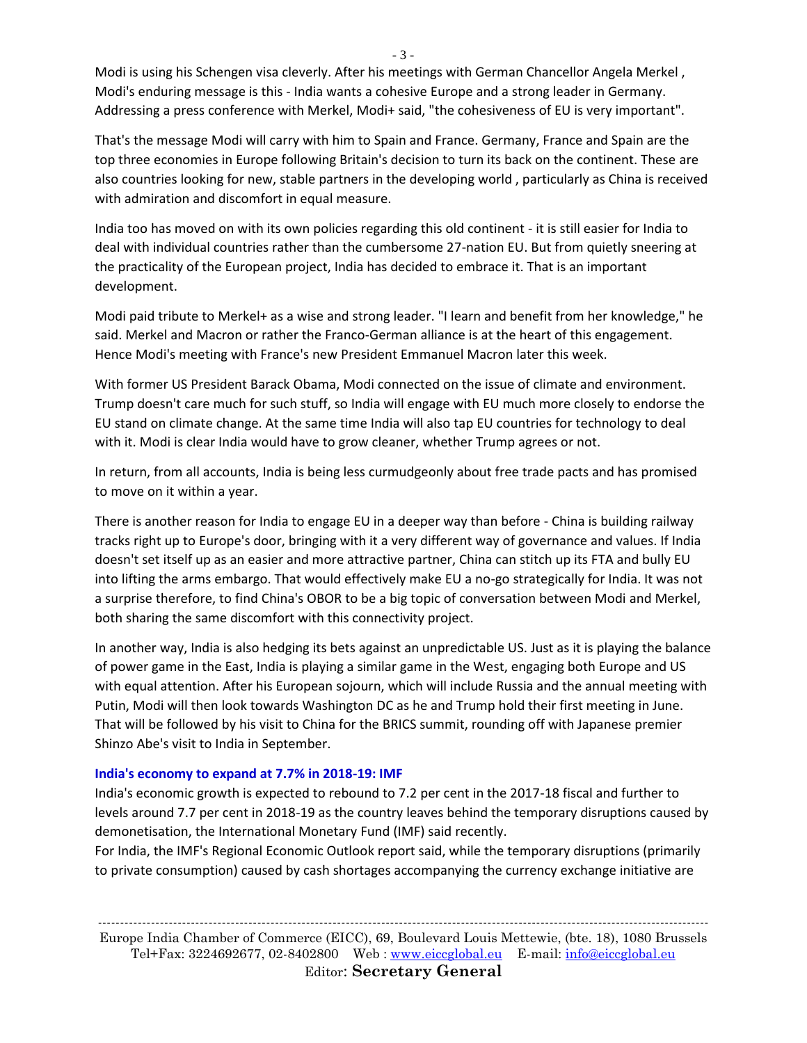Modi is using his Schengen visa cleverly. After his meetings with German Chancellor Angela Merkel , Modi's enduring message is this - India wants a cohesive Europe and a strong leader in Germany. Addressing a press conference with Merkel, Modi+ said, "the cohesiveness of EU is very important".

That's the message Modi will carry with him to Spain and France. Germany, France and Spain are the top three economies in Europe following Britain's decision to turn its back on the continent. These are also countries looking for new, stable partners in the developing world , particularly as China is received with admiration and discomfort in equal measure.

India too has moved on with its own policies regarding this old continent - it is still easier for India to deal with individual countries rather than the cumbersome 27-nation EU. But from quietly sneering at the practicality of the European project, India has decided to embrace it. That is an important development.

Modi paid tribute to Merkel+ as a wise and strong leader. "I learn and benefit from her knowledge," he said. Merkel and Macron or rather the Franco-German alliance is at the heart of this engagement. Hence Modi's meeting with France's new President Emmanuel Macron later this week.

With former US President Barack Obama, Modi connected on the issue of climate and environment. Trump doesn't care much for such stuff, so India will engage with EU much more closely to endorse the EU stand on climate change. At the same time India will also tap EU countries for technology to deal with it. Modi is clear India would have to grow cleaner, whether Trump agrees or not.

In return, from all accounts, India is being less curmudgeonly about free trade pacts and has promised to move on it within a year.

There is another reason for India to engage EU in a deeper way than before - China is building railway tracks right up to Europe's door, bringing with it a very different way of governance and values. If India doesn't set itself up as an easier and more attractive partner, China can stitch up its FTA and bully EU into lifting the arms embargo. That would effectively make EU a no-go strategically for India. It was not a surprise therefore, to find China's OBOR to be a big topic of conversation between Modi and Merkel, both sharing the same discomfort with this connectivity project.

In another way, India is also hedging its bets against an unpredictable US. Just as it is playing the balance of power game in the East, India is playing a similar game in the West, engaging both Europe and US with equal attention. After his European sojourn, which will include Russia and the annual meeting with Putin, Modi will then look towards Washington DC as he and Trump hold their first meeting in June. That will be followed by his visit to China for the BRICS summit, rounding off with Japanese premier Shinzo Abe's visit to India in September.

### India's economy to expand at 7.7% in 2018-19: IMF

India's economic growth is expected to rebound to 7.2 per cent in the 2017-18 fiscal and further to levels around 7.7 per cent in 2018-19 as the country leaves behind the temporary disruptions caused by demonetisation, the International Monetary Fund (IMF) said recently.

For India, the IMF's Regional Economic Outlook report said, while the temporary disruptions (primarily to private consumption) caused by cash shortages accompanying the currency exchange initiative are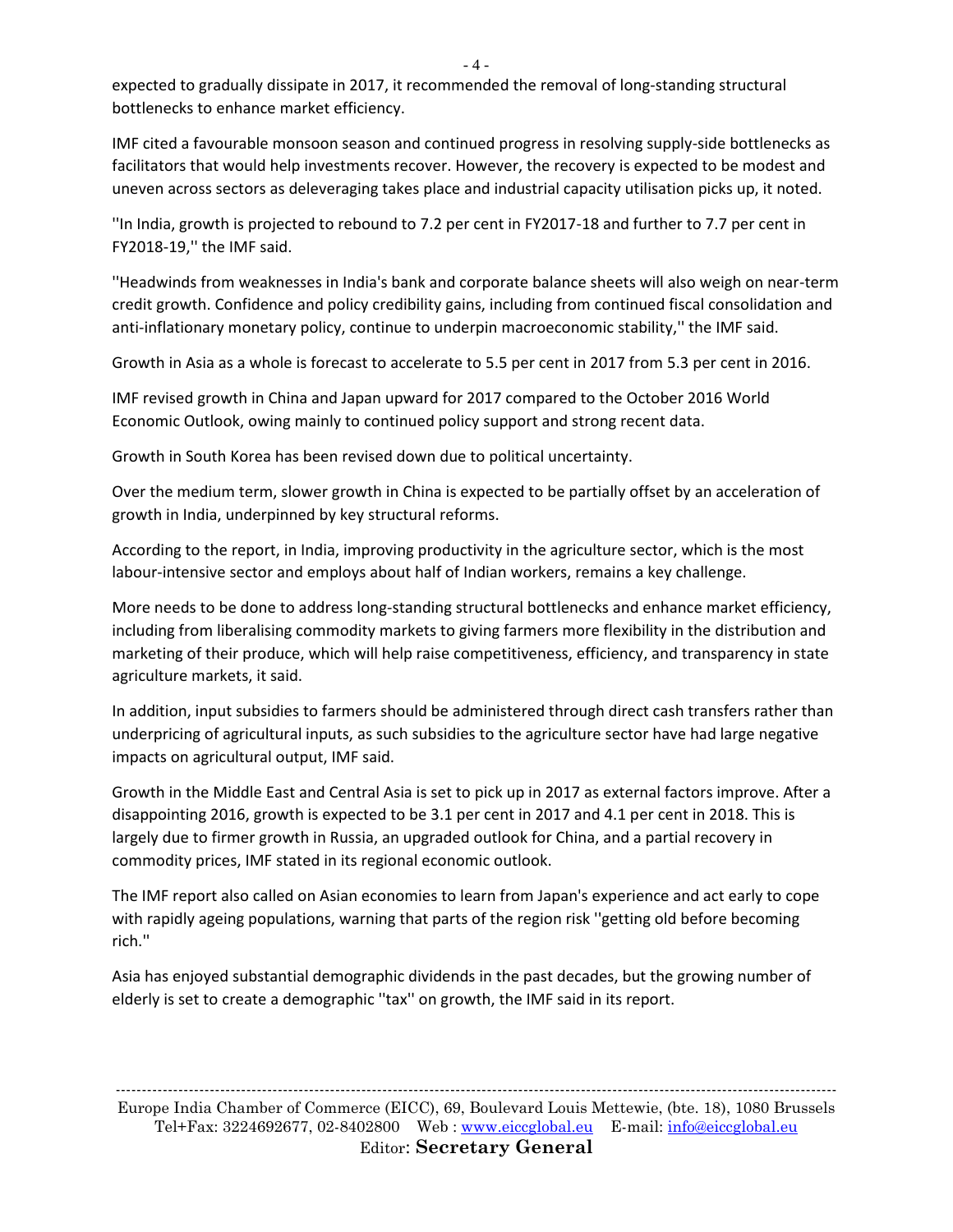expected to gradually dissipate in 2017, it recommended the removal of long-standing structural bottlenecks to enhance market efficiency.

IMF cited a favourable monsoon season and continued progress in resolving supply-side bottlenecks as facilitators that would help investments recover. However, the recovery is expected to be modest and uneven across sectors as deleveraging takes place and industrial capacity utilisation picks up, it noted.

''In India, growth is projected to rebound to 7.2 per cent in FY2017-18 and further to 7.7 per cent in FY2018-19,'' the IMF said.

''Headwinds from weaknesses in India's bank and corporate balance sheets will also weigh on near-term credit growth. Confidence and policy credibility gains, including from continued fiscal consolidation and anti-inflationary monetary policy, continue to underpin macroeconomic stability,'' the IMF said.

Growth in Asia as a whole is forecast to accelerate to 5.5 per cent in 2017 from 5.3 per cent in 2016.

IMF revised growth in China and Japan upward for 2017 compared to the October 2016 World Economic Outlook, owing mainly to continued policy support and strong recent data.

Growth in South Korea has been revised down due to political uncertainty.

Over the medium term, slower growth in China is expected to be partially offset by an acceleration of growth in India, underpinned by key structural reforms.

According to the report, in India, improving productivity in the agriculture sector, which is the most labour-intensive sector and employs about half of Indian workers, remains a key challenge.

More needs to be done to address long-standing structural bottlenecks and enhance market efficiency, including from liberalising commodity markets to giving farmers more flexibility in the distribution and marketing of their produce, which will help raise competitiveness, efficiency, and transparency in state agriculture markets, it said.

In addition, input subsidies to farmers should be administered through direct cash transfers rather than underpricing of agricultural inputs, as such subsidies to the agriculture sector have had large negative impacts on agricultural output, IMF said.

Growth in the Middle East and Central Asia is set to pick up in 2017 as external factors improve. After a disappointing 2016, growth is expected to be 3.1 per cent in 2017 and 4.1 per cent in 2018. This is largely due to firmer growth in Russia, an upgraded outlook for China, and a partial recovery in commodity prices, IMF stated in its regional economic outlook.

The IMF report also called on Asian economies to learn from Japan's experience and act early to cope with rapidly ageing populations, warning that parts of the region risk ''getting old before becoming rich.''

Asia has enjoyed substantial demographic dividends in the past decades, but the growing number of elderly is set to create a demographic ''tax'' on growth, the IMF said in its report.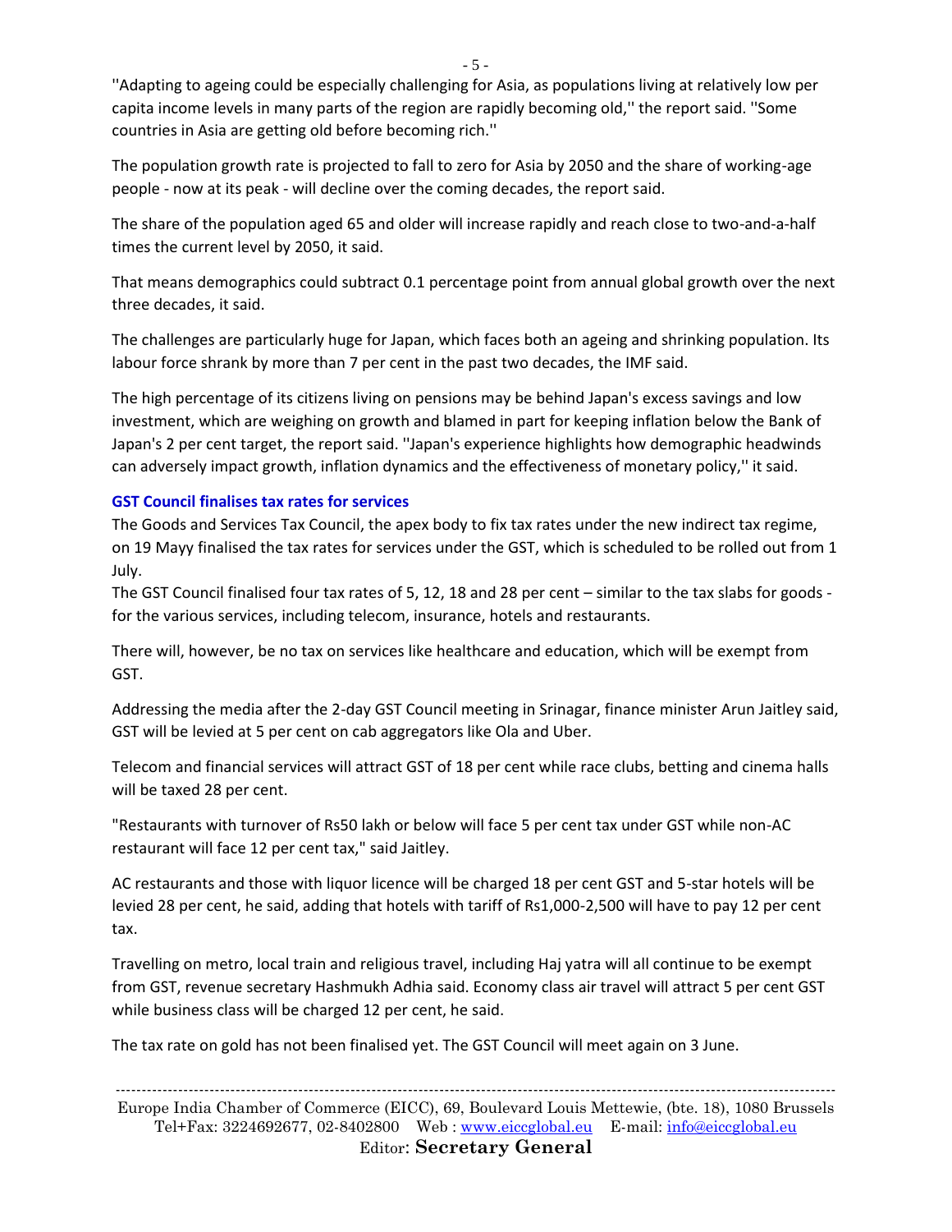''Adapting to ageing could be especially challenging for Asia, as populations living at relatively low per capita income levels in many parts of the region are rapidly becoming old,'' the report said. ''Some countries in Asia are getting old before becoming rich.''

The population growth rate is projected to fall to zero for Asia by 2050 and the share of working-age people - now at its peak - will decline over the coming decades, the report said.

The share of the population aged 65 and older will increase rapidly and reach close to two-and-a-half times the current level by 2050, it said.

That means demographics could subtract 0.1 percentage point from annual global growth over the next three decades, it said.

The challenges are particularly huge for Japan, which faces both an ageing and shrinking population. Its labour force shrank by more than 7 per cent in the past two decades, the IMF said.

The high percentage of its citizens living on pensions may be behind Japan's excess savings and low investment, which are weighing on growth and blamed in part for keeping inflation below the Bank of Japan's 2 per cent target, the report said. ''Japan's experience highlights how demographic headwinds can adversely impact growth, inflation dynamics and the effectiveness of monetary policy,'' it said.

### GST Council finalises tax rates for services

The Goods and Services Tax Council, the apex body to fix tax rates under the new indirect tax regime, on 19 Mayy finalised the tax rates for services under the GST, which is scheduled to be rolled out from 1 July.

The GST Council finalised four tax rates of 5, 12, 18 and 28 per cent – similar to the tax slabs for goods - for the various services, including telecom, insurance, hotels and restaurants.

There will, however, be no tax on services like healthcare and education, which will be exempt from GST.

Addressing the media after the 2-day GST Council meeting in Srinagar, finance minister Arun Jaitley said, GST will be levied at 5 per cent on cab aggregators like Ola and Uber.

Telecom and financial services will attract GST of 18 per cent while race clubs, betting and cinema halls will be taxed 28 per cent.

"Restaurants with turnover of Rs50 lakh or below will face 5 per cent tax under GST while non-AC restaurant will face 12 per cent tax," said Jaitley.

AC restaurants and those with liquor licence will be charged 18 per cent GST and 5-star hotels will be levied 28 per cent, he said, adding that hotels with tariff of Rs1,000-2,500 will have to pay 12 per cent tax.

Travelling on metro, local train and religious travel, including Haj yatra will all continue to be exempt from GST, revenue secretary Hashmukh Adhia said. Economy class air travel will attract 5 per cent GST while business class will be charged 12 per cent, he said.

The tax rate on gold has not been finalised yet. The GST Council will meet again on 3 June.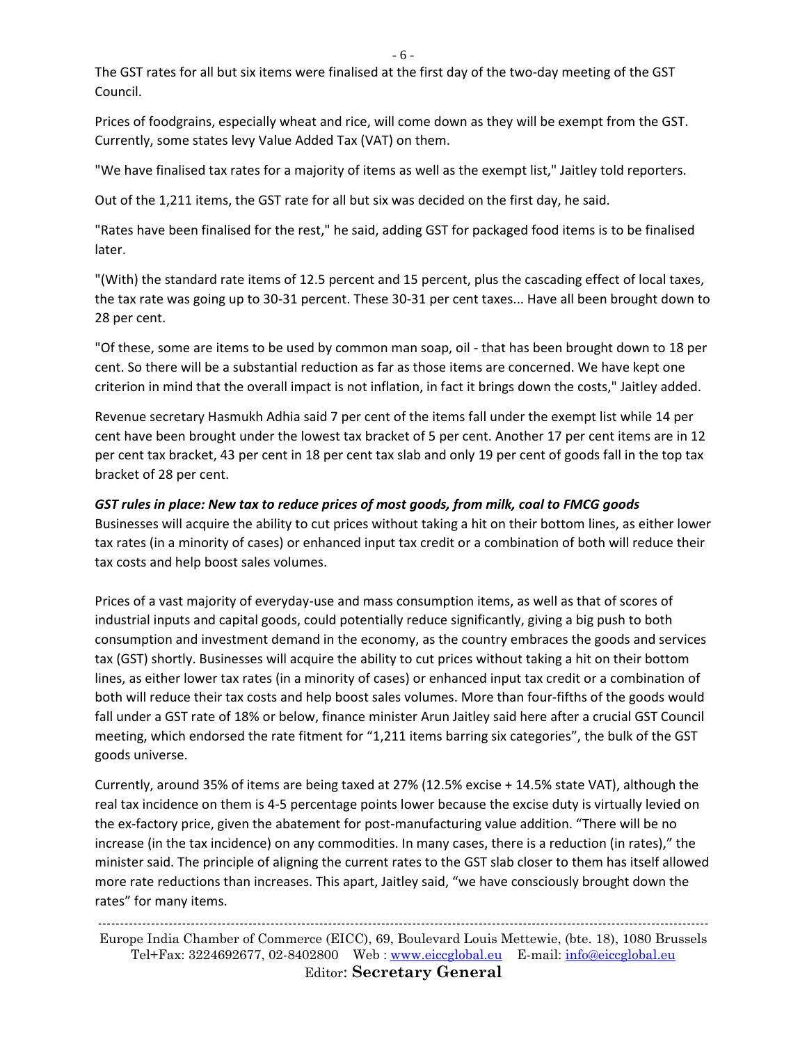The GST rates for all but six items were finalised at the first day of the two-day meeting of the GST Council.

Prices of foodgrains, especially wheat and rice, will come down as they will be exempt from the GST. Currently, some states levy Value Added Tax (VAT) on them.

"We have finalised tax rates for a majority of items as well as the exempt list," Jaitley told reporters.

Out of the 1,211 items, the GST rate for all but six was decided on the first day, he said.

"Rates have been finalised for the rest," he said, adding GST for packaged food items is to be finalised later.

"(With) the standard rate items of 12.5 percent and 15 percent, plus the cascading effect of local taxes, the tax rate was going up to 30-31 percent. These 30-31 per cent taxes... Have all been brought down to 28 per cent.

"Of these, some are items to be used by common man soap, oil - that has been brought down to 18 per cent. So there will be a substantial reduction as far as those items are concerned. We have kept one criterion in mind that the overall impact is not inflation, in fact it brings down the costs," Jaitley added.

Revenue secretary Hasmukh Adhia said 7 per cent of the items fall under the exempt list while 14 per cent have been brought under the lowest tax bracket of 5 per cent. Another 17 per cent items are in 12 per cent tax bracket, 43 per cent in 18 per cent tax slab and only 19 per cent of goods fall in the top tax bracket of 28 per cent.

***GST rules in place: New tax to reduce prices of most goods, from milk, coal to FMCG goods***

Businesses will acquire the ability to cut prices without taking a hit on their bottom lines, as either lower tax rates (in a minority of cases) or enhanced input tax credit or a combination of both will reduce their tax costs and help boost sales volumes.

Prices of a vast majority of everyday-use and mass consumption items, as well as that of scores of industrial inputs and capital goods, could potentially reduce significantly, giving a big push to both consumption and investment demand in the economy, as the country embraces the goods and services tax (GST) shortly. Businesses will acquire the ability to cut prices without taking a hit on their bottom lines, as either lower tax rates (in a minority of cases) or enhanced input tax credit or a combination of both will reduce their tax costs and help boost sales volumes. More than four-fifths of the goods would fall under a GST rate of 18% or below, finance minister Arun Jaitley said here after a crucial GST Council meeting, which endorsed the rate fitment for "1,211 items barring six categories", the bulk of the GST goods universe.

Currently, around 35% of items are being taxed at 27% (12.5% excise + 14.5% state VAT), although the real tax incidence on them is 4-5 percentage points lower because the excise duty is virtually levied on the ex-factory price, given the abatement for post-manufacturing value addition. "There will be no increase (in the tax incidence) on any commodities. In many cases, there is a reduction (in rates)," the minister said. The principle of aligning the current rates to the GST slab closer to them has itself allowed more rate reductions than increases. This apart, Jaitley said, "we have consciously brought down the rates" for many items.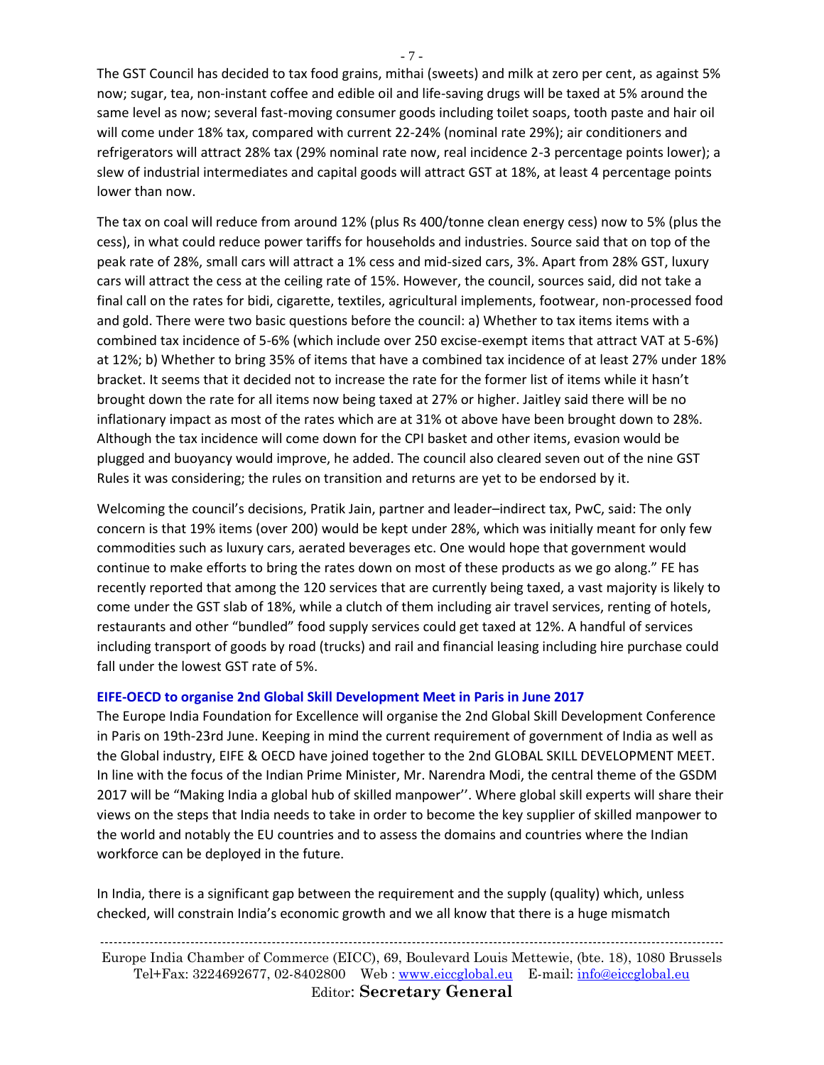The GST Council has decided to tax food grains, mithai (sweets) and milk at zero per cent, as against 5% now; sugar, tea, non-instant coffee and edible oil and life-saving drugs will be taxed at 5% around the same level as now; several fast-moving consumer goods including toilet soaps, tooth paste and hair oil will come under 18% tax, compared with current 22-24% (nominal rate 29%); air conditioners and refrigerators will attract 28% tax (29% nominal rate now, real incidence 2-3 percentage points lower); a slew of industrial intermediates and capital goods will attract GST at 18%, at least 4 percentage points lower than now.

The tax on coal will reduce from around 12% (plus Rs 400/tonne clean energy cess) now to 5% (plus the cess), in what could reduce power tariffs for households and industries. Source said that on top of the peak rate of 28%, small cars will attract a 1% cess and mid-sized cars, 3%. Apart from 28% GST, luxury cars will attract the cess at the ceiling rate of 15%. However, the council, sources said, did not take a final call on the rates for bidi, cigarette, textiles, agricultural implements, footwear, non-processed food and gold. There were two basic questions before the council: a) Whether to tax items items with a combined tax incidence of 5-6% (which include over 250 excise-exempt items that attract VAT at 5-6%) at 12%; b) Whether to bring 35% of items that have a combined tax incidence of at least 27% under 18% bracket. It seems that it decided not to increase the rate for the former list of items while it hasn't brought down the rate for all items now being taxed at 27% or higher. Jaitley said there will be no inflationary impact as most of the rates which are at 31% ot above have been brought down to 28%. Although the tax incidence will come down for the CPI basket and other items, evasion would be plugged and buoyancy would improve, he added. The council also cleared seven out of the nine GST Rules it was considering; the rules on transition and returns are yet to be endorsed by it.

Welcoming the council's decisions, Pratik Jain, partner and leader–indirect tax, PwC, said: The only concern is that 19% items (over 200) would be kept under 28%, which was initially meant for only few commodities such as luxury cars, aerated beverages etc. One would hope that government would continue to make efforts to bring the rates down on most of these products as we go along." FE has recently reported that among the 120 services that are currently being taxed, a vast majority is likely to come under the GST slab of 18%, while a clutch of them including air travel services, renting of hotels, restaurants and other "bundled" food supply services could get taxed at 12%. A handful of services including transport of goods by road (trucks) and rail and financial leasing including hire purchase could fall under the lowest GST rate of 5%.

### EIFE-OECD to organise 2nd Global Skill Development Meet in Paris in June 2017

The Europe India Foundation for Excellence will organise the 2nd Global Skill Development Conference in Paris on 19th-23rd June. Keeping in mind the current requirement of government of India as well as the Global industry, EIFE & OECD have joined together to the 2nd GLOBAL SKILL DEVELOPMENT MEET. In line with the focus of the Indian Prime Minister, Mr. Narendra Modi, the central theme of the GSDM 2017 will be "Making India a global hub of skilled manpower''. Where global skill experts will share their views on the steps that India needs to take in order to become the key supplier of skilled manpower to the world and notably the EU countries and to assess the domains and countries where the Indian workforce can be deployed in the future.

In India, there is a significant gap between the requirement and the supply (quality) which, unless checked, will constrain India's economic growth and we all know that there is a huge mismatch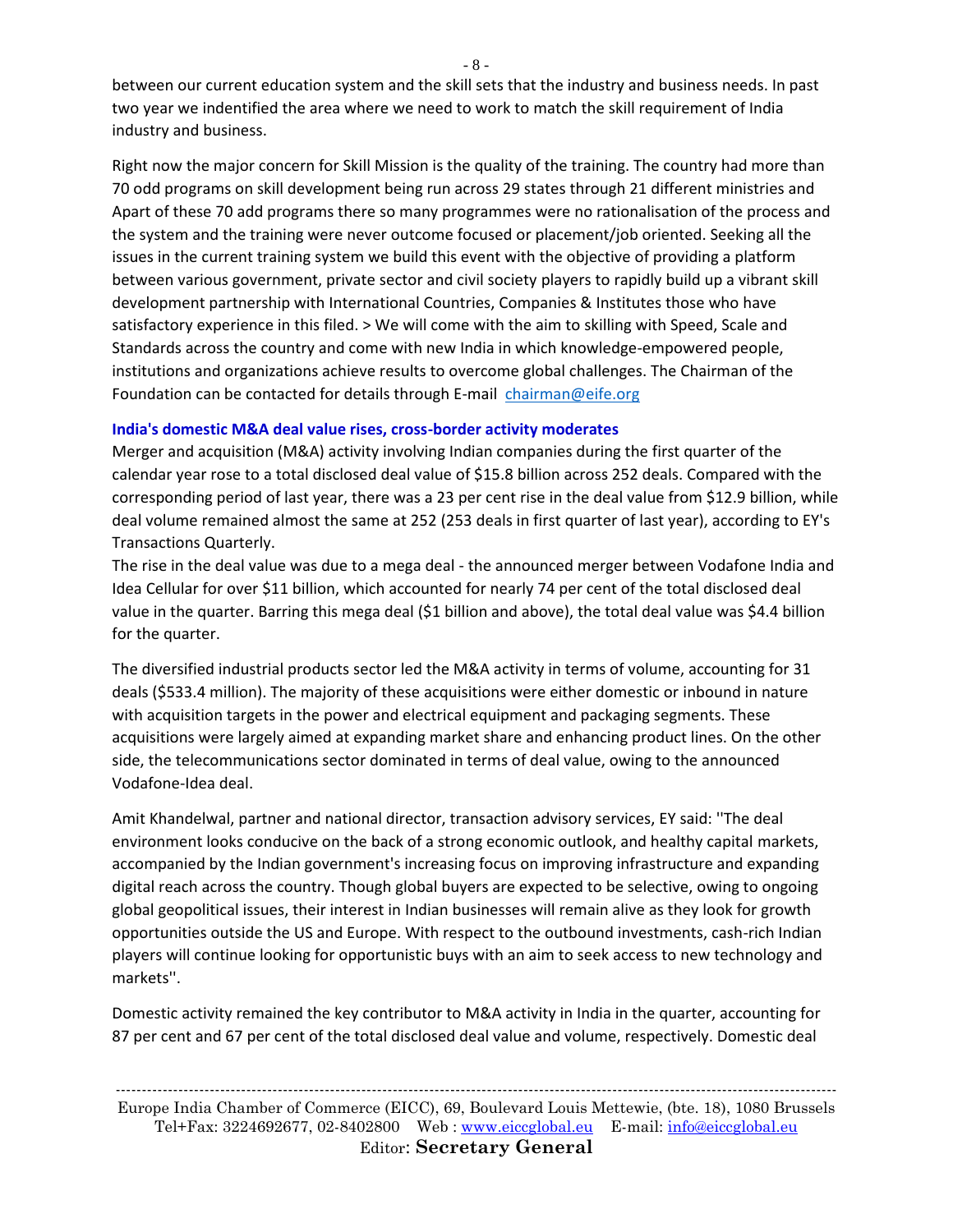between our current education system and the skill sets that the industry and business needs. In past two year we indentified the area where we need to work to match the skill requirement of India industry and business.

Right now the major concern for Skill Mission is the quality of the training. The country had more than 70 odd programs on skill development being run across 29 states through 21 different ministries and Apart of these 70 add programs there so many programmes were no rationalisation of the process and the system and the training were never outcome focused or placement/job oriented. Seeking all the issues in the current training system we build this event with the objective of providing a platform between various government, private sector and civil society players to rapidly build up a vibrant skill development partnership with International Countries, Companies & Institutes those who have satisfactory experience in this filed. > We will come with the aim to skilling with Speed, Scale and Standards across the country and come with new India in which knowledge-empowered people, institutions and organizations achieve results to overcome global challenges. The Chairman of the Foundation can be contacted for details through E-mail chairman@eife.org

**India's domestic M&A deal value rises, cross-border activity moderates**

Merger and acquisition (M&A) activity involving Indian companies during the first quarter of the calendar year rose to a total disclosed deal value of $15.8 billion across 252 deals. Compared with the corresponding period of last year, there was a 23 per cent rise in the deal value from $12.9 billion, while deal volume remained almost the same at 252 (253 deals in first quarter of last year), according to EY's Transactions Quarterly.

The rise in the deal value was due to a mega deal - the announced merger between Vodafone India and Idea Cellular for over $11 billion, which accounted for nearly 74 per cent of the total disclosed deal value in the quarter. Barring this mega deal ($1 billion and above), the total deal value was $4.4 billion for the quarter.

The diversified industrial products sector led the M&A activity in terms of volume, accounting for 31 deals ($533.4 million). The majority of these acquisitions were either domestic or inbound in nature with acquisition targets in the power and electrical equipment and packaging segments. These acquisitions were largely aimed at expanding market share and enhancing product lines. On the other side, the telecommunications sector dominated in terms of deal value, owing to the announced Vodafone-Idea deal.

Amit Khandelwal, partner and national director, transaction advisory services, EY said: ''The deal environment looks conducive on the back of a strong economic outlook, and healthy capital markets, accompanied by the Indian government's increasing focus on improving infrastructure and expanding digital reach across the country. Though global buyers are expected to be selective, owing to ongoing global geopolitical issues, their interest in Indian businesses will remain alive as they look for growth opportunities outside the US and Europe. With respect to the outbound investments, cash-rich Indian players will continue looking for opportunistic buys with an aim to seek access to new technology and markets''.

Domestic activity remained the key contributor to M&A activity in India in the quarter, accounting for 87 per cent and 67 per cent of the total disclosed deal value and volume, respectively. Domestic deal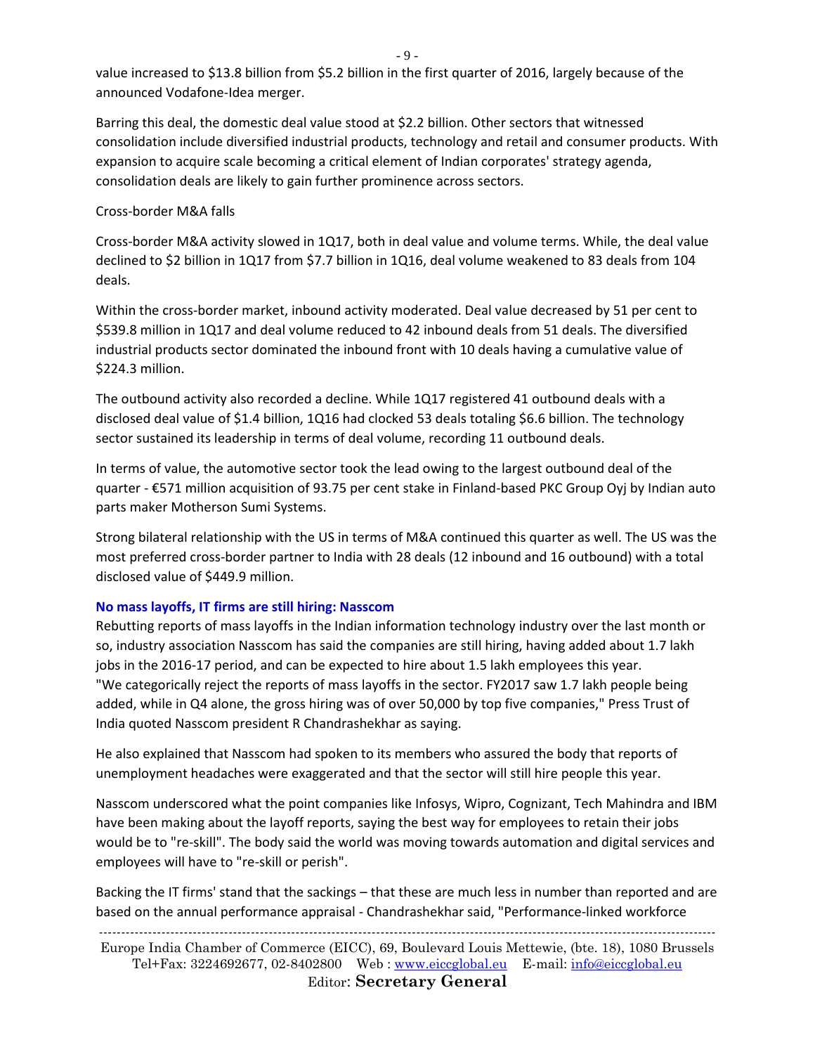value increased to $13.8 billion from $5.2 billion in the first quarter of 2016, largely because of the announced Vodafone-Idea merger.

Barring this deal, the domestic deal value stood at $2.2 billion. Other sectors that witnessed consolidation include diversified industrial products, technology and retail and consumer products. With expansion to acquire scale becoming a critical element of Indian corporates' strategy agenda, consolidation deals are likely to gain further prominence across sectors.

Cross-border M&A falls

Cross-border M&A activity slowed in 1Q17, both in deal value and volume terms. While, the deal value declined to $2 billion in 1Q17 from $7.7 billion in 1Q16, deal volume weakened to 83 deals from 104 deals.

Within the cross-border market, inbound activity moderated. Deal value decreased by 51 per cent to $539.8 million in 1Q17 and deal volume reduced to 42 inbound deals from 51 deals. The diversified industrial products sector dominated the inbound front with 10 deals having a cumulative value of $224.3 million.

The outbound activity also recorded a decline. While 1Q17 registered 41 outbound deals with a disclosed deal value of $1.4 billion, 1Q16 had clocked 53 deals totaling $6.6 billion. The technology sector sustained its leadership in terms of deal volume, recording 11 outbound deals.

In terms of value, the automotive sector took the lead owing to the largest outbound deal of the quarter - €571 million acquisition of 93.75 per cent stake in Finland-based PKC Group Oyj by Indian auto parts maker Motherson Sumi Systems.

Strong bilateral relationship with the US in terms of M&A continued this quarter as well. The US was the most preferred cross-border partner to India with 28 deals (12 inbound and 16 outbound) with a total disclosed value of $449.9 million.

### No mass layoffs, IT firms are still hiring: Nasscom

Rebutting reports of mass layoffs in the Indian information technology industry over the last month or so, industry association Nasscom has said the companies are still hiring, having added about 1.7 lakh jobs in the 2016-17 period, and can be expected to hire about 1.5 lakh employees this year.
"We categorically reject the reports of mass layoffs in the sector. FY2017 saw 1.7 lakh people being added, while in Q4 alone, the gross hiring was of over 50,000 by top five companies," Press Trust of India quoted Nasscom president R Chandrashekhar as saying.

He also explained that Nasscom had spoken to its members who assured the body that reports of unemployment headaches were exaggerated and that the sector will still hire people this year.

Nasscom underscored what the point companies like Infosys, Wipro, Cognizant, Tech Mahindra and IBM have been making about the layoff reports, saying the best way for employees to retain their jobs would be to "re-skill". The body said the world was moving towards automation and digital services and employees will have to "re-skill or perish".

Backing the IT firms' stand that the sackings – that these are much less in number than reported and are based on the annual performance appraisal - Chandrashekhar said, "Performance-linked workforce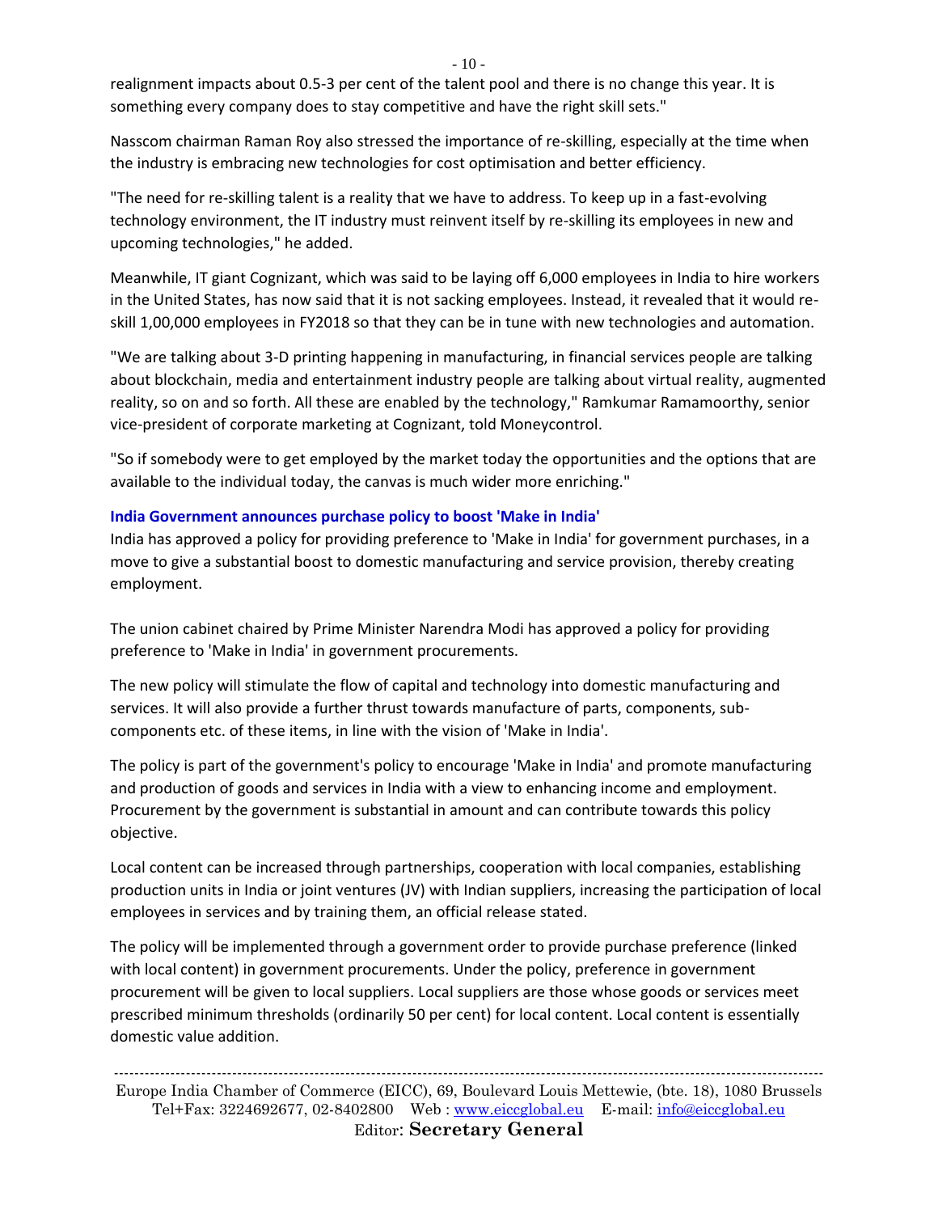realignment impacts about 0.5-3 per cent of the talent pool and there is no change this year. It is something every company does to stay competitive and have the right skill sets."

Nasscom chairman Raman Roy also stressed the importance of re-skilling, especially at the time when the industry is embracing new technologies for cost optimisation and better efficiency.

"The need for re-skilling talent is a reality that we have to address. To keep up in a fast-evolving technology environment, the IT industry must reinvent itself by re-skilling its employees in new and upcoming technologies," he added.

Meanwhile, IT giant Cognizant, which was said to be laying off 6,000 employees in India to hire workers in the United States, has now said that it is not sacking employees. Instead, it revealed that it would re-skill 1,00,000 employees in FY2018 so that they can be in tune with new technologies and automation.

"We are talking about 3-D printing happening in manufacturing, in financial services people are talking about blockchain, media and entertainment industry people are talking about virtual reality, augmented reality, so on and so forth. All these are enabled by the technology," Ramkumar Ramamoorthy, senior vice-president of corporate marketing at Cognizant, told Moneycontrol.

"So if somebody were to get employed by the market today the opportunities and the options that are available to the individual today, the canvas is much wider more enriching."

**India Government announces purchase policy to boost 'Make in India'**

India has approved a policy for providing preference to 'Make in India' for government purchases, in a move to give a substantial boost to domestic manufacturing and service provision, thereby creating employment.

The union cabinet chaired by Prime Minister Narendra Modi has approved a policy for providing preference to 'Make in India' in government procurements.

The new policy will stimulate the flow of capital and technology into domestic manufacturing and services. It will also provide a further thrust towards manufacture of parts, components, sub-components etc. of these items, in line with the vision of 'Make in India'.

The policy is part of the government's policy to encourage 'Make in India' and promote manufacturing and production of goods and services in India with a view to enhancing income and employment. Procurement by the government is substantial in amount and can contribute towards this policy objective.

Local content can be increased through partnerships, cooperation with local companies, establishing production units in India or joint ventures (JV) with Indian suppliers, increasing the participation of local employees in services and by training them, an official release stated.

The policy will be implemented through a government order to provide purchase preference (linked with local content) in government procurements. Under the policy, preference in government procurement will be given to local suppliers. Local suppliers are those whose goods or services meet prescribed minimum thresholds (ordinarily 50 per cent) for local content. Local content is essentially domestic value addition.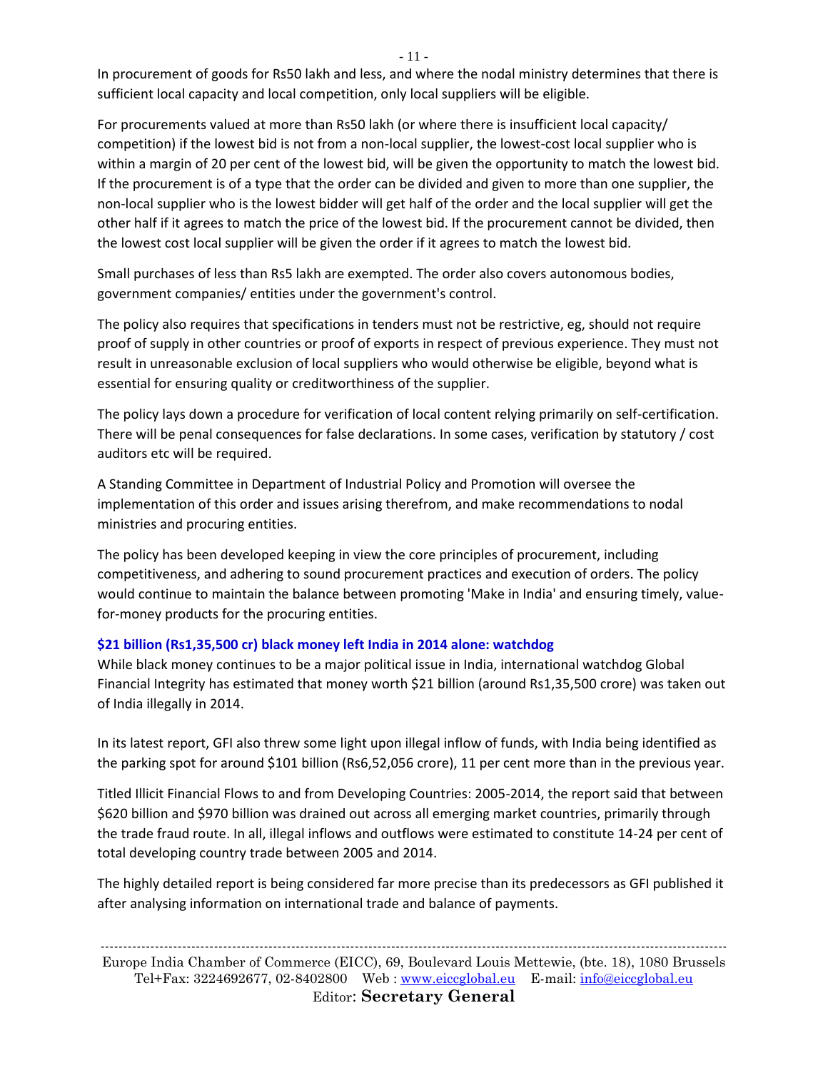In procurement of goods for Rs50 lakh and less, and where the nodal ministry determines that there is sufficient local capacity and local competition, only local suppliers will be eligible.

For procurements valued at more than Rs50 lakh (or where there is insufficient local capacity/ competition) if the lowest bid is not from a non-local supplier, the lowest-cost local supplier who is within a margin of 20 per cent of the lowest bid, will be given the opportunity to match the lowest bid. If the procurement is of a type that the order can be divided and given to more than one supplier, the non-local supplier who is the lowest bidder will get half of the order and the local supplier will get the other half if it agrees to match the price of the lowest bid. If the procurement cannot be divided, then the lowest cost local supplier will be given the order if it agrees to match the lowest bid.

Small purchases of less than Rs5 lakh are exempted. The order also covers autonomous bodies, government companies/ entities under the government's control.

The policy also requires that specifications in tenders must not be restrictive, eg, should not require proof of supply in other countries or proof of exports in respect of previous experience. They must not result in unreasonable exclusion of local suppliers who would otherwise be eligible, beyond what is essential for ensuring quality or creditworthiness of the supplier.

The policy lays down a procedure for verification of local content relying primarily on self-certification. There will be penal consequences for false declarations. In some cases, verification by statutory / cost auditors etc will be required.

A Standing Committee in Department of Industrial Policy and Promotion will oversee the implementation of this order and issues arising therefrom, and make recommendations to nodal ministries and procuring entities.

The policy has been developed keeping in view the core principles of procurement, including competitiveness, and adhering to sound procurement practices and execution of orders. The policy would continue to maintain the balance between promoting 'Make in India' and ensuring timely, value-for-money products for the procuring entities.

### $21 billion (Rs1,35,500 cr) black money left India in 2014 alone: watchdog

While black money continues to be a major political issue in India, international watchdog Global Financial Integrity has estimated that money worth $21 billion (around Rs1,35,500 crore) was taken out of India illegally in 2014.

In its latest report, GFI also threw some light upon illegal inflow of funds, with India being identified as the parking spot for around $101 billion (Rs6,52,056 crore), 11 per cent more than in the previous year.

Titled Illicit Financial Flows to and from Developing Countries: 2005-2014, the report said that between $620 billion and $970 billion was drained out across all emerging market countries, primarily through the trade fraud route. In all, illegal inflows and outflows were estimated to constitute 14-24 per cent of total developing country trade between 2005 and 2014.

The highly detailed report is being considered far more precise than its predecessors as GFI published it after analysing information on international trade and balance of payments.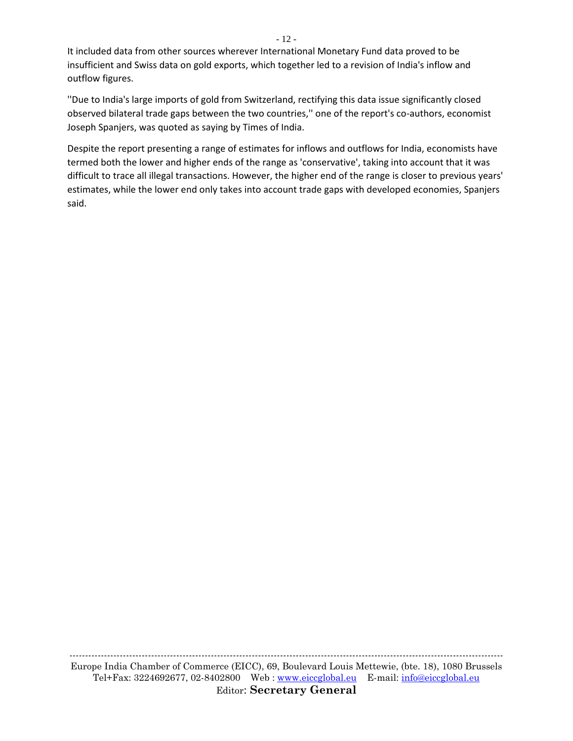It included data from other sources wherever International Monetary Fund data proved to be insufficient and Swiss data on gold exports, which together led to a revision of India's inflow and outflow figures.

''Due to India's large imports of gold from Switzerland, rectifying this data issue significantly closed observed bilateral trade gaps between the two countries,'' one of the report's co-authors, economist Joseph Spanjers, was quoted as saying by Times of India.

Despite the report presenting a range of estimates for inflows and outflows for India, economists have termed both the lower and higher ends of the range as 'conservative', taking into account that it was difficult to trace all illegal transactions. However, the higher end of the range is closer to previous years' estimates, while the lower end only takes into account trade gaps with developed economies, Spanjers said.